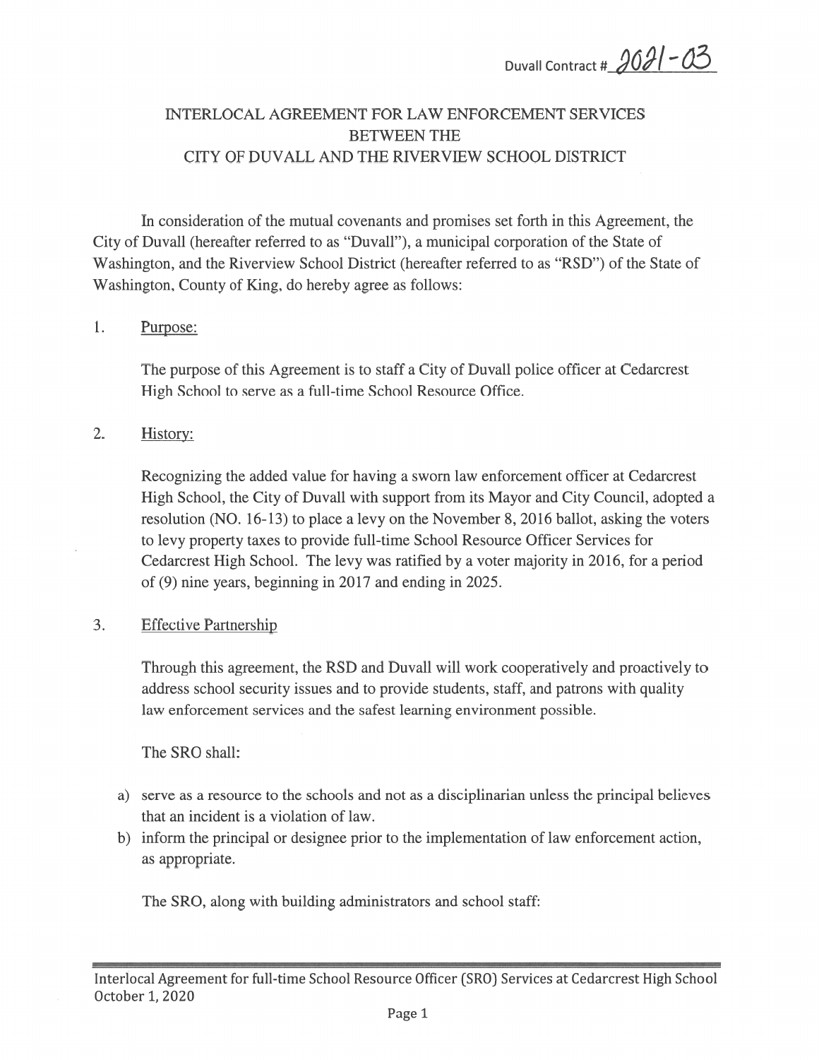Duvall Contract # 2021-03

# INTERLOCAL AGREEMENT FOR LAW ENFORCEMENT SERVICES BETWEEN THE CITY OF DUVALL AND THE RIVERVIEW SCHOOL DISTRICT

In consideration of the mutual covenants and promises set forth in this Agreement, the City of Duvall (hereafter referred to as "Duvall"), a municipal corporation of the State of Washington, and the Riverview School District (hereafter referred to as "RSD") of the State of Washington, County of King, do hereby agree as follows:

1. Purpose:

   The purpose of this Agreement is to staff a City of Duvall police officer at Cedarcrest High School to serve as a full-time School Resource Office.

2. History:

   Recognizing the added value for having a sworn law enforcement officer at Cedarcrest High School, the City of Duvall with support from its Mayor and City Council, adopted a resolution (NO. 16-13) to place a levy on the November 8, 2016 ballot, asking the voters to levy property taxes to provide full-time School Resource Officer Services for Cedarcrest High School. The levy was ratified by a voter majority in 2016, for a period of (9) nine years, beginning in 2017 and ending in 2025.

3. Effective Partnership

   Through this agreement, the RSD and Duvall will work cooperatively and proactively to address school security issues and to provide students, staff, and patrons with quality law enforcement services and the safest learning environment possible.

   The SRO shall:

   a) serve as a resource to the schools and not as a disciplinarian unless the principal believes that an incident is a violation of law.
   b) inform the principal or designee prior to the implementation of law enforcement action, as appropriate.

   The SRO, along with building administrators and school staff:

Interlocal Agreement for full-time School Resource Officer (SRO) Services at Cedarcrest High School
October 1, 2020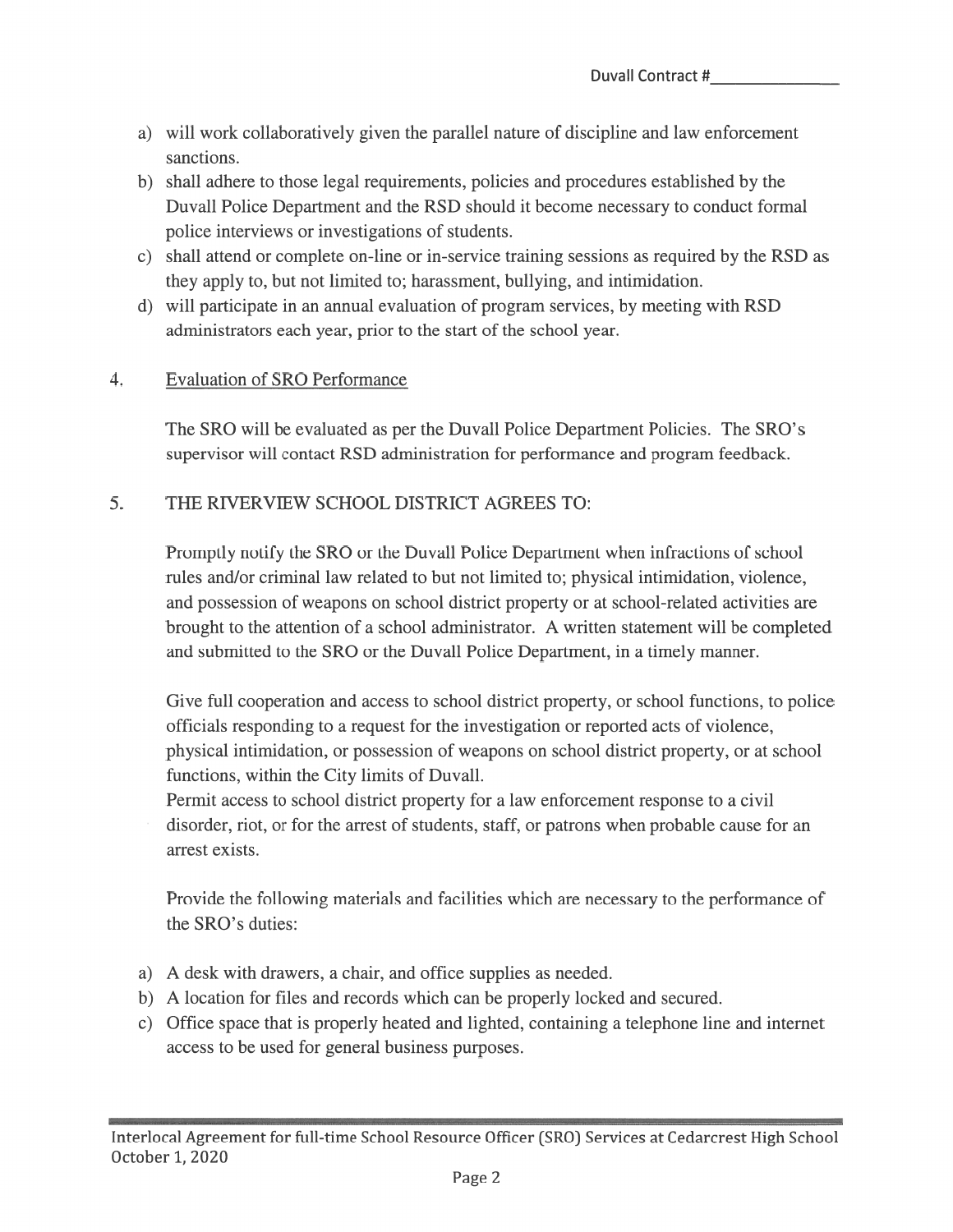a) will work collaboratively given the parallel nature of discipline and law enforcement sanctions.
b) shall adhere to those legal requirements, policies and procedures established by the Duvall Police Department and the RSD should it become necessary to conduct formal police interviews or investigations of students.
c) shall attend or complete on-line or in-service training sessions as required by the RSD as they apply to, but not limited to; harassment, bullying, and intimidation.
d) will participate in an annual evaluation of program services, by meeting with RSD administrators each year, prior to the start of the school year.

4. Evaluation of SRO Performance

The SRO will be evaluated as per the Duvall Police Department Policies. The SRO's supervisor will contact RSD administration for performance and program feedback.

5. THE RIVERVIEW SCHOOL DISTRICT AGREES TO:

Promptly notify the SRO or the Duvall Police Department when infractions of school rules and/or criminal law related to but not limited to; physical intimidation, violence, and possession of weapons on school district property or at school-related activities are brought to the attention of a school administrator. A written statement will be completed and submitted to the SRO or the Duvall Police Department, in a timely manner.

Give full cooperation and access to school district property, or school functions, to police officials responding to a request for the investigation or reported acts of violence, physical intimidation, or possession of weapons on school district property, or at school functions, within the City limits of Duvall.
Permit access to school district property for a law enforcement response to a civil disorder, riot, or for the arrest of students, staff, or patrons when probable cause for an arrest exists.

Provide the following materials and facilities which are necessary to the performance of the SRO's duties:

a) A desk with drawers, a chair, and office supplies as needed.
b) A location for files and records which can be properly locked and secured.
c) Office space that is properly heated and lighted, containing a telephone line and internet access to be used for general business purposes.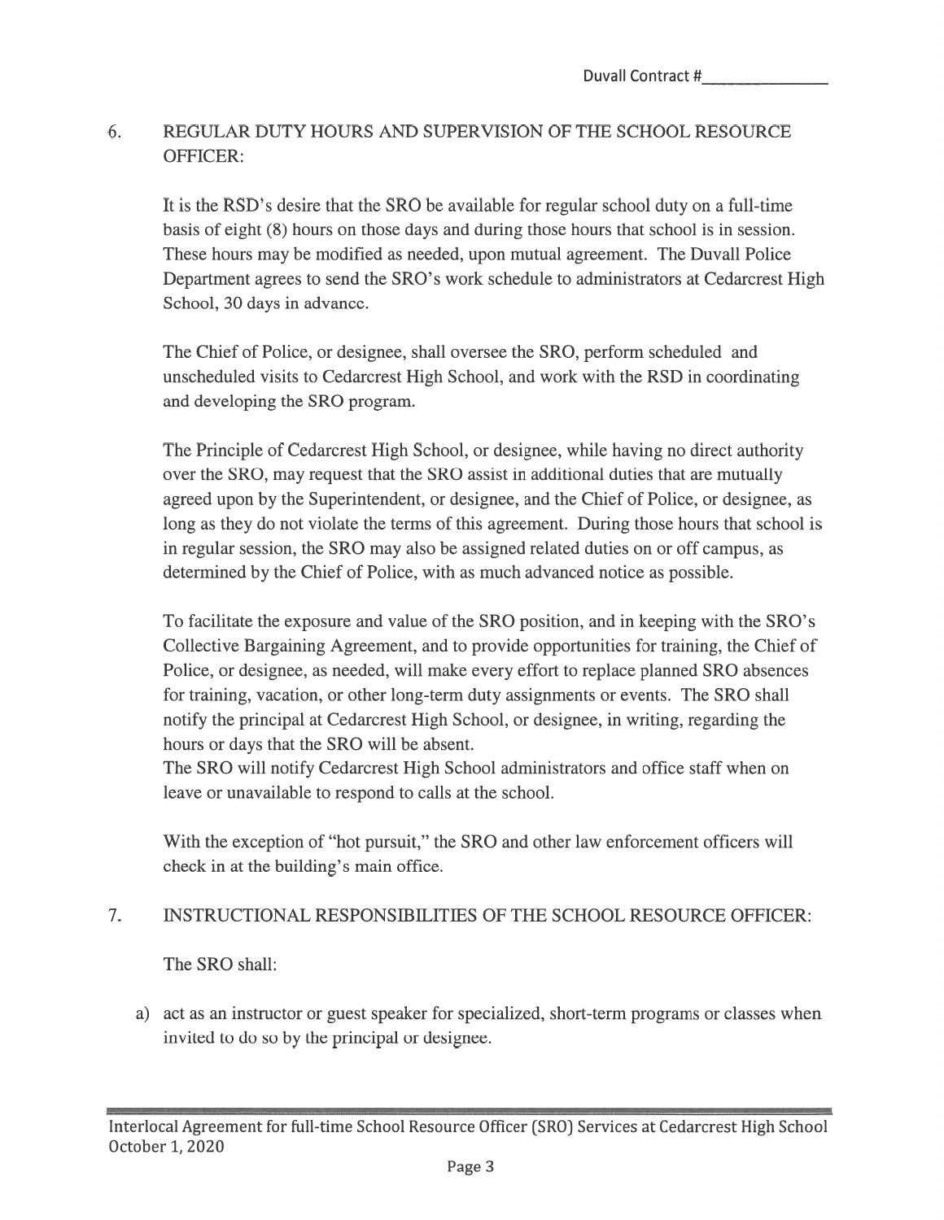6. REGULAR DUTY HOURS AND SUPERVISION OF THE SCHOOL RESOURCE OFFICER:

It is the RSD's desire that the SRO be available for regular school duty on a full-time basis of eight (8) hours on those days and during those hours that school is in session. These hours may be modified as needed, upon mutual agreement. The Duvall Police Department agrees to send the SRO's work schedule to administrators at Cedarcrest High School, 30 days in advance.

The Chief of Police, or designee, shall oversee the SRO, perform scheduled and unscheduled visits to Cedarcrest High School, and work with the RSD in coordinating and developing the SRO program.

The Principle of Cedarcrest High School, or designee, while having no direct authority over the SRO, may request that the SRO assist in additional duties that are mutually agreed upon by the Superintendent, or designee, and the Chief of Police, or designee, as long as they do not violate the terms of this agreement. During those hours that school is in regular session, the SRO may also be assigned related duties on or off campus, as determined by the Chief of Police, with as much advanced notice as possible.

To facilitate the exposure and value of the SRO position, and in keeping with the SRO's Collective Bargaining Agreement, and to provide opportunities for training, the Chief of Police, or designee, as needed, will make every effort to replace planned SRO absences for training, vacation, or other long-term duty assignments or events. The SRO shall notify the principal at Cedarcrest High School, or designee, in writing, regarding the hours or days that the SRO will be absent.
The SRO will notify Cedarcrest High School administrators and office staff when on leave or unavailable to respond to calls at the school.

With the exception of "hot pursuit," the SRO and other law enforcement officers will check in at the building's main office.

7. INSTRUCTIONAL RESPONSIBILITIES OF THE SCHOOL RESOURCE OFFICER:

The SRO shall:

a) act as an instructor or guest speaker for specialized, short-term programs or classes when invited to do so by the principal or designee.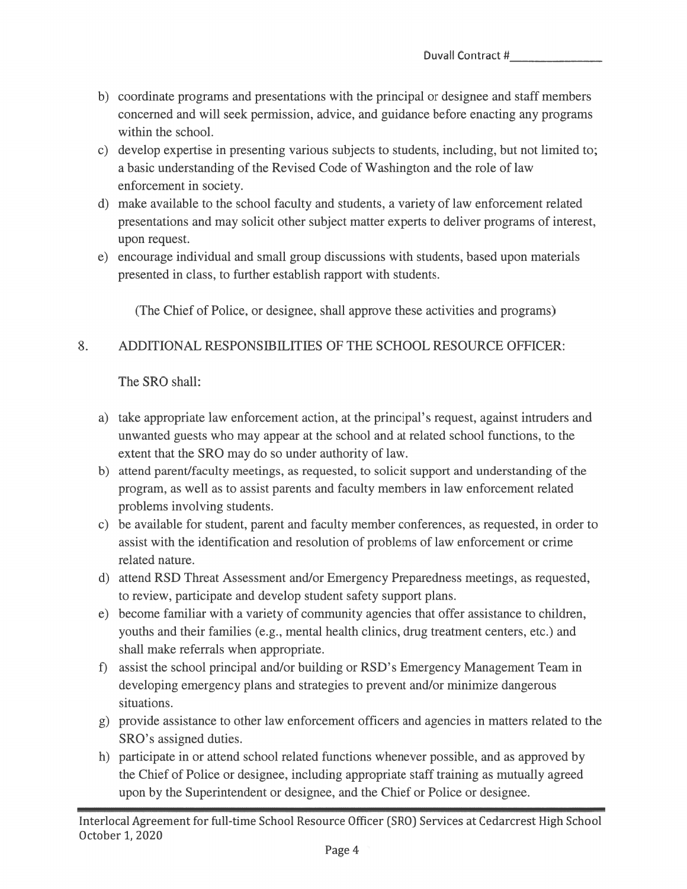b) coordinate programs and presentations with the principal or designee and staff members concerned and will seek permission, advice, and guidance before enacting any programs within the school.

c) develop expertise in presenting various subjects to students, including, but not limited to; a basic understanding of the Revised Code of Washington and the role of law enforcement in society.

d) make available to the school faculty and students, a variety of law enforcement related presentations and may solicit other subject matter experts to deliver programs of interest, upon request.

e) encourage individual and small group discussions with students, based upon materials presented in class, to further establish rapport with students.

(The Chief of Police, or designee, shall approve these activities and programs)

8. ADDITIONAL RESPONSIBILITIES OF THE SCHOOL RESOURCE OFFICER:

The SRO shall:

a) take appropriate law enforcement action, at the principal's request, against intruders and unwanted guests who may appear at the school and at related school functions, to the extent that the SRO may do so under authority of law.

b) attend parent/faculty meetings, as requested, to solicit support and understanding of the program, as well as to assist parents and faculty members in law enforcement related problems involving students.

c) be available for student, parent and faculty member conferences, as requested, in order to assist with the identification and resolution of problems of law enforcement or crime related nature.

d) attend RSD Threat Assessment and/or Emergency Preparedness meetings, as requested, to review, participate and develop student safety support plans.

e) become familiar with a variety of community agencies that offer assistance to children, youths and their families (e.g., mental health clinics, drug treatment centers, etc.) and shall make referrals when appropriate.

f) assist the school principal and/or building or RSD's Emergency Management Team in developing emergency plans and strategies to prevent and/or minimize dangerous situations.

g) provide assistance to other law enforcement officers and agencies in matters related to the SRO's assigned duties.

h) participate in or attend school related functions whenever possible, and as approved by the Chief of Police or designee, including appropriate staff training as mutually agreed upon by the Superintendent or designee, and the Chief or Police or designee.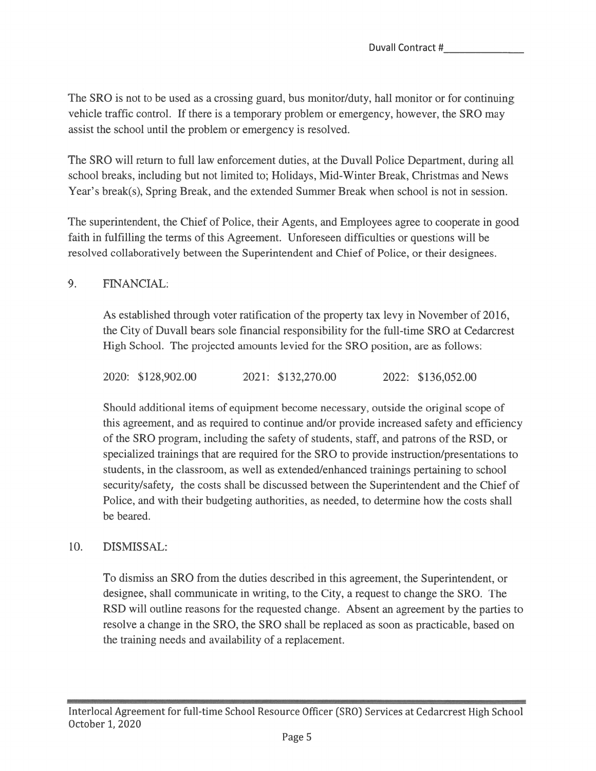The SRO is not to be used as a crossing guard, bus monitor/duty, hall monitor or for continuing vehicle traffic control. If there is a temporary problem or emergency, however, the SRO may assist the school until the problem or emergency is resolved.

The SRO will return to full law enforcement duties, at the Duvall Police Department, during all school breaks, including but not limited to; Holidays, Mid-Winter Break, Christmas and News Year's break(s), Spring Break, and the extended Summer Break when school is not in session.

The superintendent, the Chief of Police, their Agents, and Employees agree to cooperate in good faith in fulfilling the terms of this Agreement. Unforeseen difficulties or questions will be resolved collaboratively between the Superintendent and Chief of Police, or their designees.

9. FINANCIAL:

As established through voter ratification of the property tax levy in November of 2016, the City of Duvall bears sole financial responsibility for the full-time SRO at Cedarcrest High School. The projected amounts levied for the SRO position, are as follows:

2020: $128,902.00 2021: $132,270.00 2022: $136,052.00

Should additional items of equipment become necessary, outside the original scope of this agreement, and as required to continue and/or provide increased safety and efficiency of the SRO program, including the safety of students, staff, and patrons of the RSD, or specialized trainings that are required for the SRO to provide instruction/presentations to students, in the classroom, as well as extended/enhanced trainings pertaining to school security/safety, the costs shall be discussed between the Superintendent and the Chief of Police, and with their budgeting authorities, as needed, to determine how the costs shall be beared.

10. DISMISSAL:

To dismiss an SRO from the duties described in this agreement, the Superintendent, or designee, shall communicate in writing, to the City, a request to change the SRO. The RSD will outline reasons for the requested change. Absent an agreement by the parties to resolve a change in the SRO, the SRO shall be replaced as soon as practicable, based on the training needs and availability of a replacement.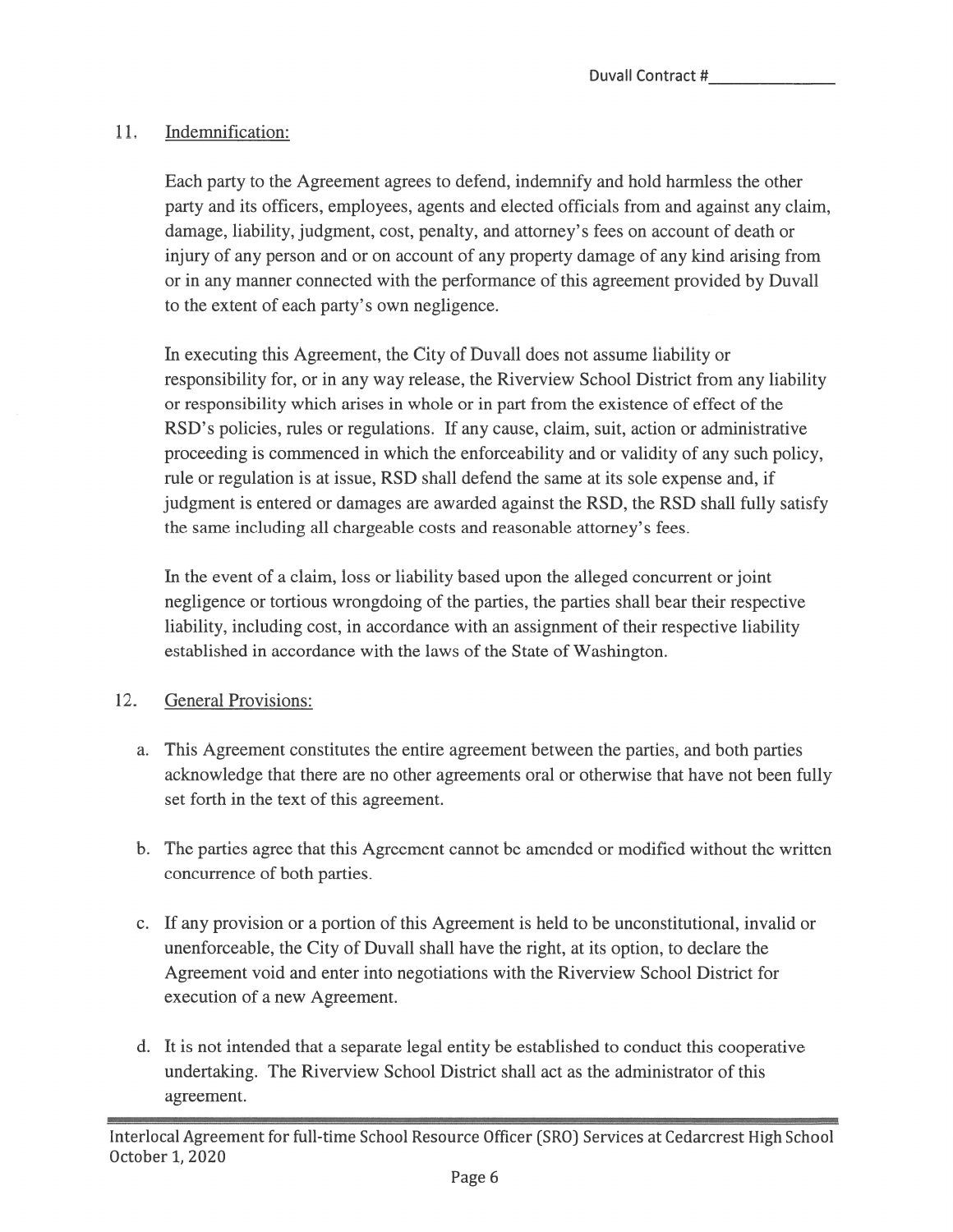11. Indemnification:

Each party to the Agreement agrees to defend, indemnify and hold harmless the other party and its officers, employees, agents and elected officials from and against any claim, damage, liability, judgment, cost, penalty, and attorney's fees on account of death or injury of any person and or on account of any property damage of any kind arising from or in any manner connected with the performance of this agreement provided by Duvall to the extent of each party's own negligence.

In executing this Agreement, the City of Duvall does not assume liability or responsibility for, or in any way release, the Riverview School District from any liability or responsibility which arises in whole or in part from the existence of effect of the RSD's policies, rules or regulations. If any cause, claim, suit, action or administrative proceeding is commenced in which the enforceability and or validity of any such policy, rule or regulation is at issue, RSD shall defend the same at its sole expense and, if judgment is entered or damages are awarded against the RSD, the RSD shall fully satisfy the same including all chargeable costs and reasonable attorney's fees.

In the event of a claim, loss or liability based upon the alleged concurrent or joint negligence or tortious wrongdoing of the parties, the parties shall bear their respective liability, including cost, in accordance with an assignment of their respective liability established in accordance with the laws of the State of Washington.

12. General Provisions:

a. This Agreement constitutes the entire agreement between the parties, and both parties acknowledge that there are no other agreements oral or otherwise that have not been fully set forth in the text of this agreement.

b. The parties agree that this Agreement cannot be amended or modified without the written concurrence of both parties.

c. If any provision or a portion of this Agreement is held to be unconstitutional, invalid or unenforceable, the City of Duvall shall have the right, at its option, to declare the Agreement void and enter into negotiations with the Riverview School District for execution of a new Agreement.

d. It is not intended that a separate legal entity be established to conduct this cooperative undertaking. The Riverview School District shall act as the administrator of this agreement.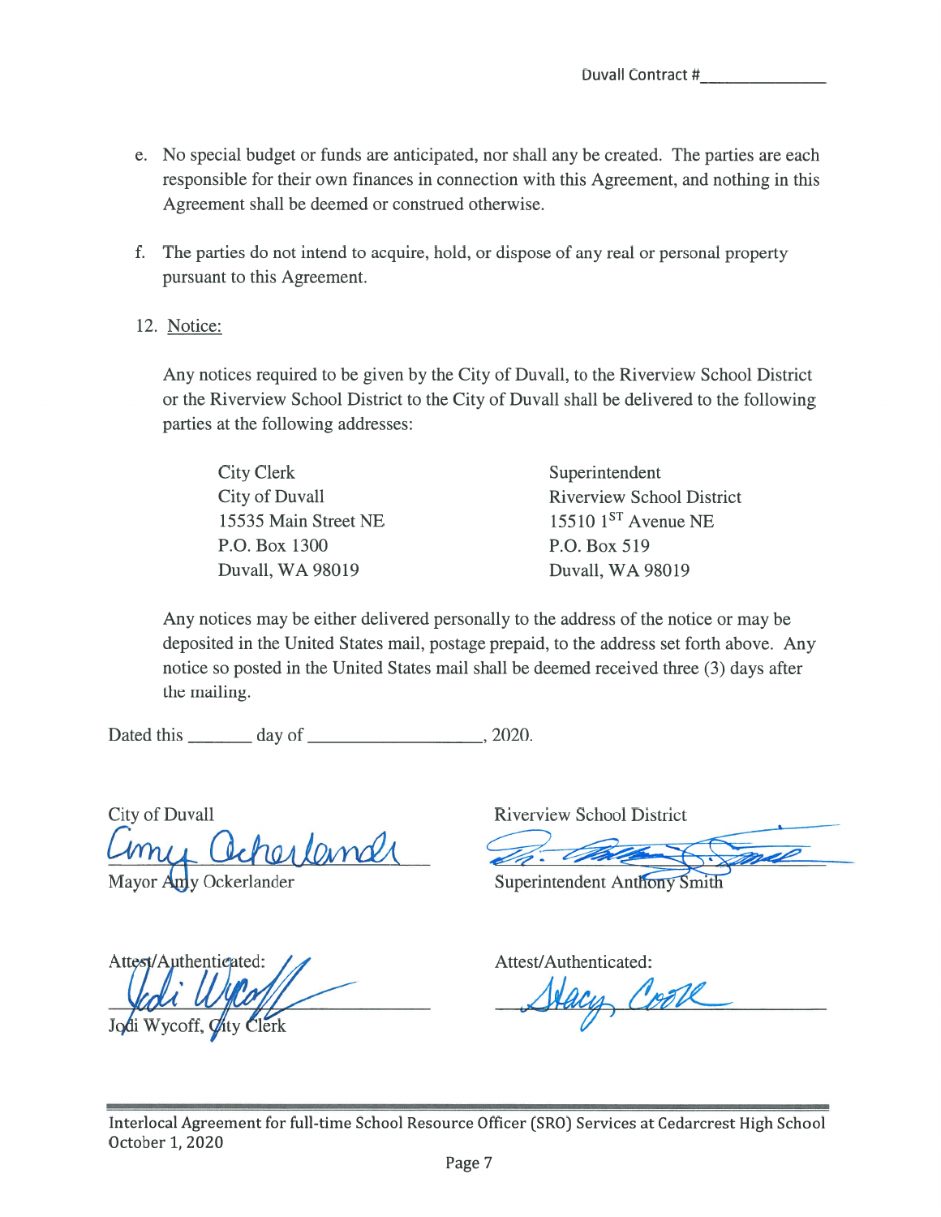e. No special budget or funds are anticipated, nor shall any be created. The parties are each responsible for their own finances in connection with this Agreement, and nothing in this Agreement shall be deemed or construed otherwise.

f. The parties do not intend to acquire, hold, or dispose of any real or personal property pursuant to this Agreement.

12. Notice:

Any notices required to be given by the City of Duvall, to the Riverview School District or the Riverview School District to the City of Duvall shall be delivered to the following parties at the following addresses:

City Clerk
City of Duvall
15535 Main Street NE
P.O. Box 1300
Duvall, WA 98019

Superintendent
Riverview School District
15510 1ST Avenue NE
P.O. Box 519
Duvall, WA 98019

Any notices may be either delivered personally to the address of the notice or may be deposited in the United States mail, postage prepaid, to the address set forth above. Any notice so posted in the United States mail shall be deemed received three (3) days after the mailing.

Dated this _______ day of __________________, 2020.

City of Duvall

Mayor Amy Ockerlander

Riverview School District

Superintendent Anthony Smith

Attest/Authenticated:

Jodi Wycoff, City Clerk

Attest/Authenticated:

Stacy Cook